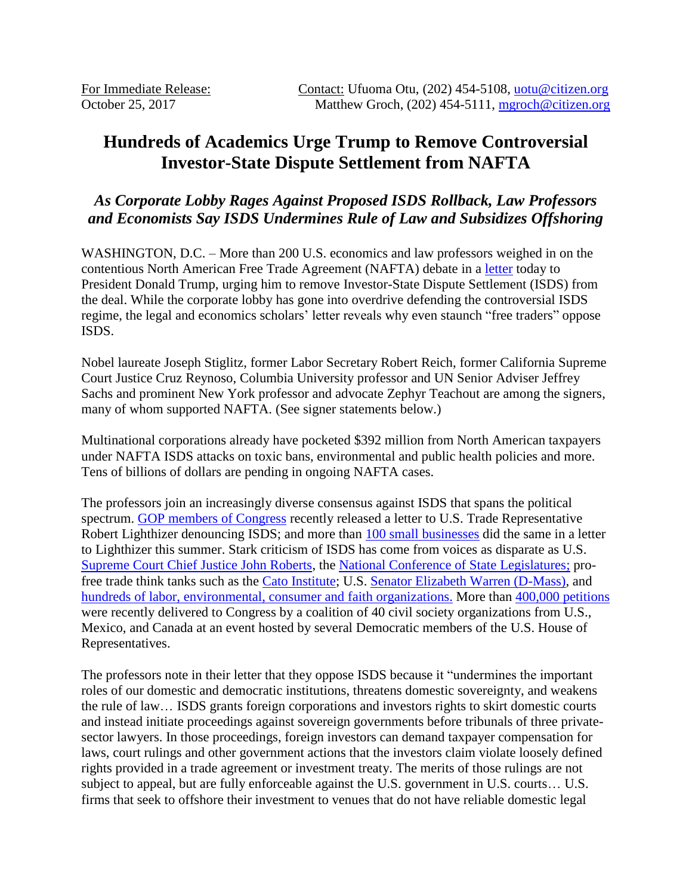For Immediate Release: October 25, 2017

Contact: Ufuoma Otu, (202) 454-5108, uotu@citizen.org
Matthew Groch, (202) 454-5111, mgroch@citizen.org

# Hundreds of Academics Urge Trump to Remove Controversial Investor-State Dispute Settlement from NAFTA

## *As Corporate Lobby Rages Against Proposed ISDS Rollback, Law Professors and Economists Say ISDS Undermines Rule of Law and Subsidizes Offshoring*

WASHINGTON, D.C. – More than 200 U.S. economics and law professors weighed in on the contentious North American Free Trade Agreement (NAFTA) debate in a letter today to President Donald Trump, urging him to remove Investor-State Dispute Settlement (ISDS) from the deal. While the corporate lobby has gone into overdrive defending the controversial ISDS regime, the legal and economics scholars' letter reveals why even staunch "free traders" oppose ISDS.

Nobel laureate Joseph Stiglitz, former Labor Secretary Robert Reich, former California Supreme Court Justice Cruz Reynoso, Columbia University professor and UN Senior Adviser Jeffrey Sachs and prominent New York professor and advocate Zephyr Teachout are among the signers, many of whom supported NAFTA. (See signer statements below.)

Multinational corporations already have pocketed $392 million from North American taxpayers under NAFTA ISDS attacks on toxic bans, environmental and public health policies and more. Tens of billions of dollars are pending in ongoing NAFTA cases.

The professors join an increasingly diverse consensus against ISDS that spans the political spectrum. GOP members of Congress recently released a letter to U.S. Trade Representative Robert Lighthizer denouncing ISDS; and more than 100 small businesses did the same in a letter to Lighthizer this summer. Stark criticism of ISDS has come from voices as disparate as U.S. Supreme Court Chief Justice John Roberts, the National Conference of State Legislatures; pro-free trade think tanks such as the Cato Institute; U.S. Senator Elizabeth Warren (D-Mass), and hundreds of labor, environmental, consumer and faith organizations. More than 400,000 petitions were recently delivered to Congress by a coalition of 40 civil society organizations from U.S., Mexico, and Canada at an event hosted by several Democratic members of the U.S. House of Representatives.

The professors note in their letter that they oppose ISDS because it "undermines the important roles of our domestic and democratic institutions, threatens domestic sovereignty, and weakens the rule of law… ISDS grants foreign corporations and investors rights to skirt domestic courts and instead initiate proceedings against sovereign governments before tribunals of three private-sector lawyers. In those proceedings, foreign investors can demand taxpayer compensation for laws, court rulings and other government actions that the investors claim violate loosely defined rights provided in a trade agreement or investment treaty. The merits of those rulings are not subject to appeal, but are fully enforceable against the U.S. government in U.S. courts… U.S. firms that seek to offshore their investment to venues that do not have reliable domestic legal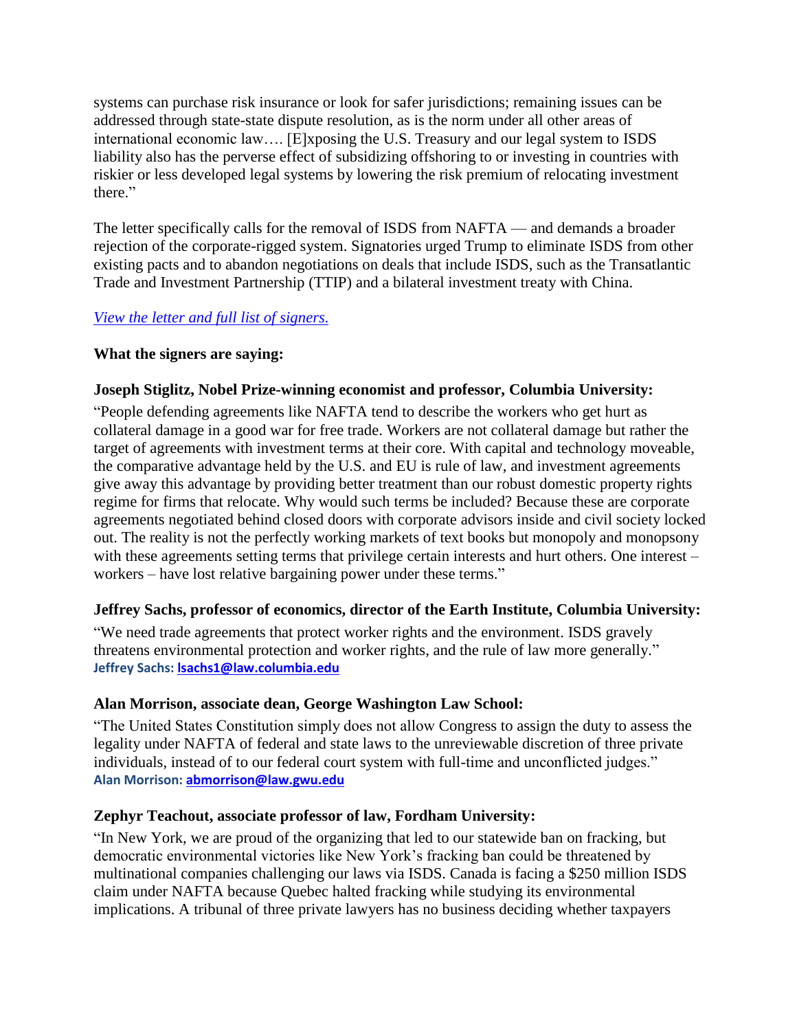systems can purchase risk insurance or look for safer jurisdictions; remaining issues can be addressed through state-state dispute resolution, as is the norm under all other areas of international economic law…. [E]xposing the U.S. Treasury and our legal system to ISDS liability also has the perverse effect of subsidizing offshoring to or investing in countries with riskier or less developed legal systems by lowering the risk premium of relocating investment there."

The letter specifically calls for the removal of ISDS from NAFTA — and demands a broader rejection of the corporate-rigged system. Signatories urged Trump to eliminate ISDS from other existing pacts and to abandon negotiations on deals that include ISDS, such as the Transatlantic Trade and Investment Partnership (TTIP) and a bilateral investment treaty with China.

*View the letter and full list of signers.*

**What the signers are saying:**

**Joseph Stiglitz, Nobel Prize-winning economist and professor, Columbia University:**

"People defending agreements like NAFTA tend to describe the workers who get hurt as collateral damage in a good war for free trade. Workers are not collateral damage but rather the target of agreements with investment terms at their core. With capital and technology moveable, the comparative advantage held by the U.S. and EU is rule of law, and investment agreements give away this advantage by providing better treatment than our robust domestic property rights regime for firms that relocate. Why would such terms be included? Because these are corporate agreements negotiated behind closed doors with corporate advisors inside and civil society locked out. The reality is not the perfectly working markets of text books but monopoly and monopsony with these agreements setting terms that privilege certain interests and hurt others. One interest – workers – have lost relative bargaining power under these terms."

**Jeffrey Sachs, professor of economics, director of the Earth Institute, Columbia University:**

"We need trade agreements that protect worker rights and the environment. ISDS gravely threatens environmental protection and worker rights, and the rule of law more generally."

**Jeffrey Sachs: lsachs1@law.columbia.edu**

**Alan Morrison, associate dean, George Washington Law School:**

"The United States Constitution simply does not allow Congress to assign the duty to assess the legality under NAFTA of federal and state laws to the unreviewable discretion of three private individuals, instead of to our federal court system with full-time and unconflicted judges."

**Alan Morrison: abmorrison@law.gwu.edu**

**Zephyr Teachout, associate professor of law, Fordham University:**

"In New York, we are proud of the organizing that led to our statewide ban on fracking, but democratic environmental victories like New York's fracking ban could be threatened by multinational companies challenging our laws via ISDS. Canada is facing a $250 million ISDS claim under NAFTA because Quebec halted fracking while studying its environmental implications. A tribunal of three private lawyers has no business deciding whether taxpayers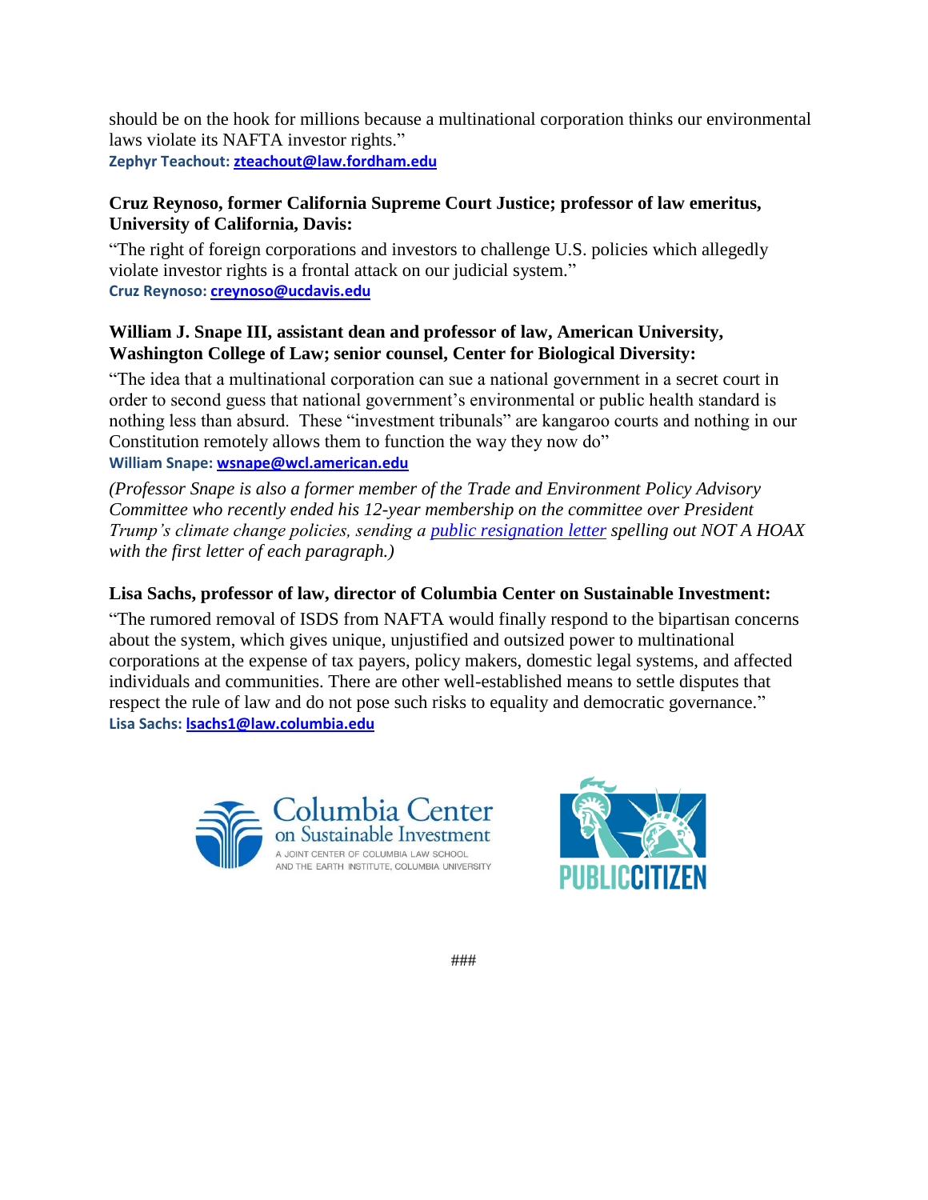should be on the hook for millions because a multinational corporation thinks our environmental laws violate its NAFTA investor rights."

**Zephyr Teachout: zteachout@law.fordham.edu**

**Cruz Reynoso, former California Supreme Court Justice; professor of law emeritus, University of California, Davis:**

"The right of foreign corporations and investors to challenge U.S. policies which allegedly violate investor rights is a frontal attack on our judicial system."

**Cruz Reynoso: creynoso@ucdavis.edu**

**William J. Snape III, assistant dean and professor of law, American University, Washington College of Law; senior counsel, Center for Biological Diversity:**

"The idea that a multinational corporation can sue a national government in a secret court in order to second guess that national government's environmental or public health standard is nothing less than absurd. These "investment tribunals" are kangaroo courts and nothing in our Constitution remotely allows them to function the way they now do"

**William Snape: wsnape@wcl.american.edu**

*(Professor Snape is also a former member of the Trade and Environment Policy Advisory Committee who recently ended his 12-year membership on the committee over President Trump's climate change policies, sending a public resignation letter spelling out NOT A HOAX with the first letter of each paragraph.)*

**Lisa Sachs, professor of law, director of Columbia Center on Sustainable Investment:**

"The rumored removal of ISDS from NAFTA would finally respond to the bipartisan concerns about the system, which gives unique, unjustified and outsized power to multinational corporations at the expense of tax payers, policy makers, domestic legal systems, and affected individuals and communities. There are other well-established means to settle disputes that respect the rule of law and do not pose such risks to equality and democratic governance."

**Lisa Sachs: lsachs1@law.columbia.edu**

Columbia Center on Sustainable Investment
A JOINT CENTER OF COLUMBIA LAW SCHOOL AND THE EARTH INSTITUTE, COLUMBIA UNIVERSITY

PUBLIC CITIZEN

###